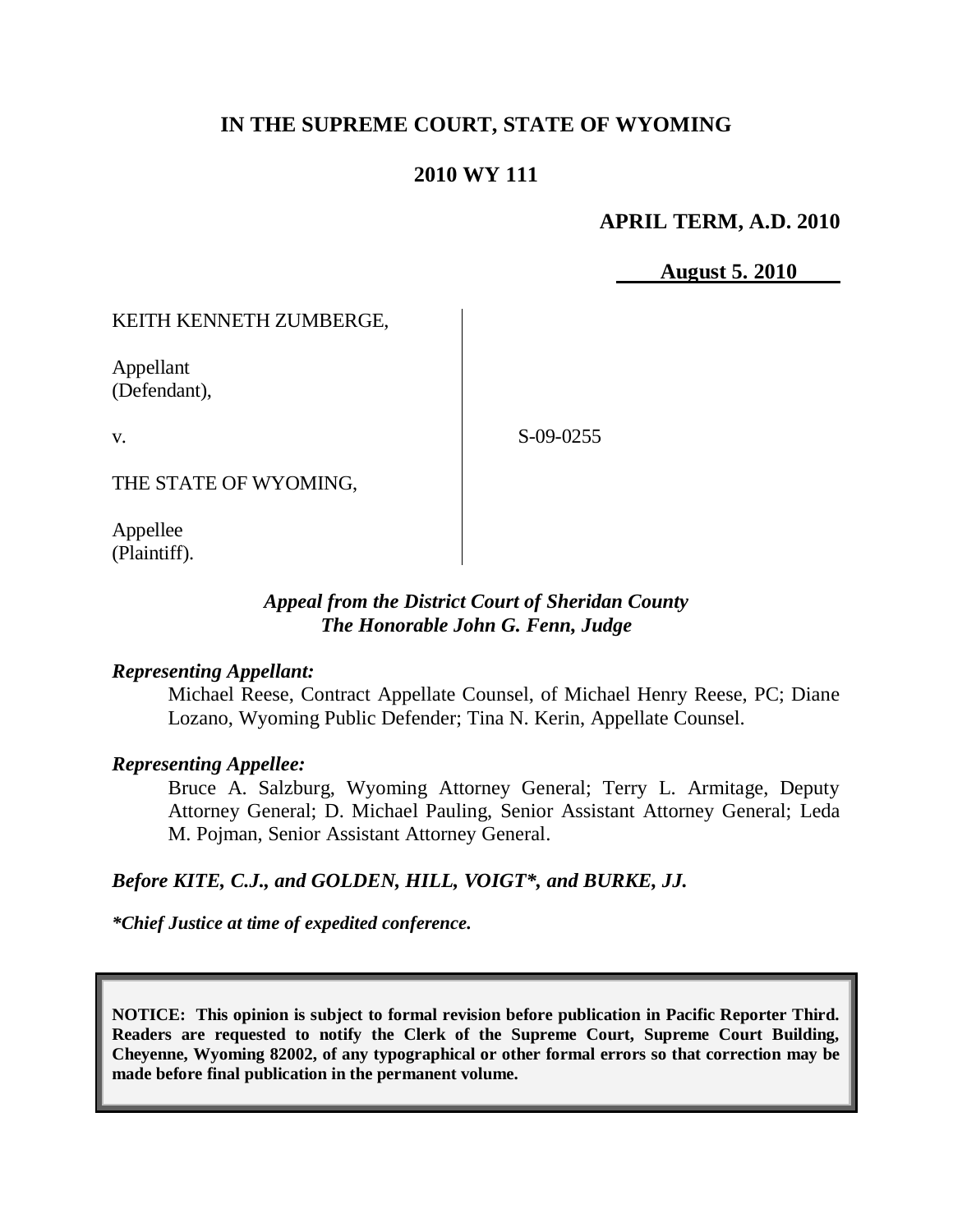**IN THE SUPREME COURT, STATE OF WYOMING**

**2010 WY 111**

**APRIL TERM, A.D. 2010**

**August 5. 2010**

KEITH KENNETH ZUMBERGE,

Appellant
(Defendant),

v.

S-09-0255

THE STATE OF WYOMING,

Appellee
(Plaintiff).

***Appeal from the District Court of Sheridan County***
***The Honorable John G. Fenn, Judge***

***Representing Appellant:***

Michael Reese, Contract Appellate Counsel, of Michael Henry Reese, PC; Diane Lozano, Wyoming Public Defender; Tina N. Kerin, Appellate Counsel.

***Representing Appellee:***

Bruce A. Salzburg, Wyoming Attorney General; Terry L. Armitage, Deputy Attorney General; D. Michael Pauling, Senior Assistant Attorney General; Leda M. Pojman, Senior Assistant Attorney General.

***Before KITE, C.J., and GOLDEN, HILL, VOIGT\*, and BURKE, JJ.***

***\*Chief Justice at time of expedited conference.***

**NOTICE: This opinion is subject to formal revision before publication in Pacific Reporter Third. Readers are requested to notify the Clerk of the Supreme Court, Supreme Court Building, Cheyenne, Wyoming 82002, of any typographical or other formal errors so that correction may be made before final publication in the permanent volume.**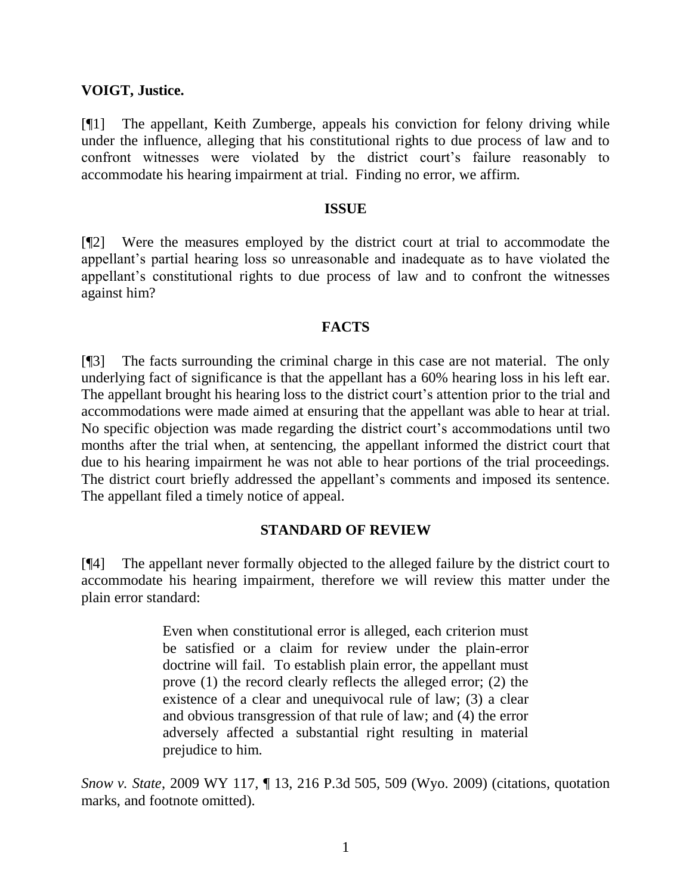**VOIGT, Justice.**

[¶1] The appellant, Keith Zumberge, appeals his conviction for felony driving while under the influence, alleging that his constitutional rights to due process of law and to confront witnesses were violated by the district court's failure reasonably to accommodate his hearing impairment at trial. Finding no error, we affirm.

## ISSUE

[¶2] Were the measures employed by the district court at trial to accommodate the appellant's partial hearing loss so unreasonable and inadequate as to have violated the appellant's constitutional rights to due process of law and to confront the witnesses against him?

## FACTS

[¶3] The facts surrounding the criminal charge in this case are not material. The only underlying fact of significance is that the appellant has a 60% hearing loss in his left ear. The appellant brought his hearing loss to the district court's attention prior to the trial and accommodations were made aimed at ensuring that the appellant was able to hear at trial. No specific objection was made regarding the district court's accommodations until two months after the trial when, at sentencing, the appellant informed the district court that due to his hearing impairment he was not able to hear portions of the trial proceedings. The district court briefly addressed the appellant's comments and imposed its sentence. The appellant filed a timely notice of appeal.

## STANDARD OF REVIEW

[¶4] The appellant never formally objected to the alleged failure by the district court to accommodate his hearing impairment, therefore we will review this matter under the plain error standard:

> Even when constitutional error is alleged, each criterion must be satisfied or a claim for review under the plain-error doctrine will fail. To establish plain error, the appellant must prove (1) the record clearly reflects the alleged error; (2) the existence of a clear and unequivocal rule of law; (3) a clear and obvious transgression of that rule of law; and (4) the error adversely affected a substantial right resulting in material prejudice to him.

*Snow v. State*, 2009 WY 117, ¶ 13, 216 P.3d 505, 509 (Wyo. 2009) (citations, quotation marks, and footnote omitted).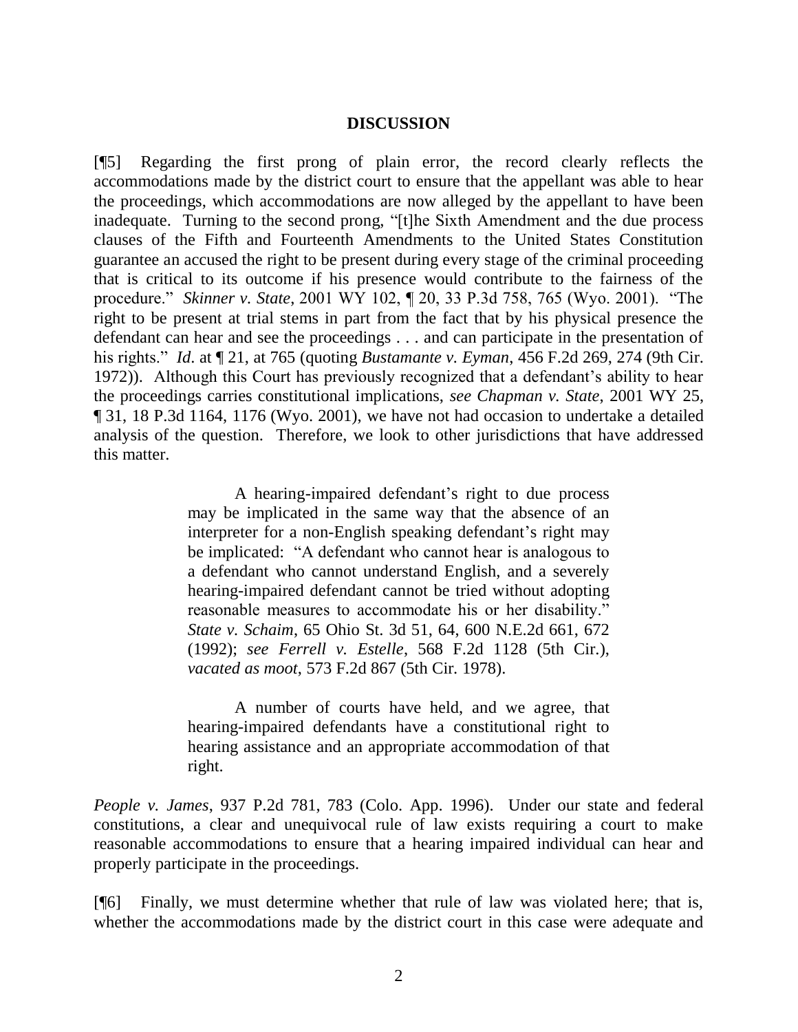## DISCUSSION

[¶5] Regarding the first prong of plain error, the record clearly reflects the accommodations made by the district court to ensure that the appellant was able to hear the proceedings, which accommodations are now alleged by the appellant to have been inadequate. Turning to the second prong, "[t]he Sixth Amendment and the due process clauses of the Fifth and Fourteenth Amendments to the United States Constitution guarantee an accused the right to be present during every stage of the criminal proceeding that is critical to its outcome if his presence would contribute to the fairness of the procedure." *Skinner v. State*, 2001 WY 102, ¶ 20, 33 P.3d 758, 765 (Wyo. 2001). "The right to be present at trial stems in part from the fact that by his physical presence the defendant can hear and see the proceedings . . . and can participate in the presentation of his rights." *Id*. at ¶ 21, at 765 (quoting *Bustamante v. Eyman*, 456 F.2d 269, 274 (9th Cir. 1972)). Although this Court has previously recognized that a defendant's ability to hear the proceedings carries constitutional implications, *see Chapman v. State*, 2001 WY 25, ¶ 31, 18 P.3d 1164, 1176 (Wyo. 2001), we have not had occasion to undertake a detailed analysis of the question. Therefore, we look to other jurisdictions that have addressed this matter.

> A hearing-impaired defendant's right to due process may be implicated in the same way that the absence of an interpreter for a non-English speaking defendant's right may be implicated: "A defendant who cannot hear is analogous to a defendant who cannot understand English, and a severely hearing-impaired defendant cannot be tried without adopting reasonable measures to accommodate his or her disability." *State v. Schaim*, 65 Ohio St. 3d 51, 64, 600 N.E.2d 661, 672 (1992); *see Ferrell v. Estelle*, 568 F.2d 1128 (5th Cir.), *vacated as moot*, 573 F.2d 867 (5th Cir. 1978).
>
> A number of courts have held, and we agree, that hearing-impaired defendants have a constitutional right to hearing assistance and an appropriate accommodation of that right.

*People v. James*, 937 P.2d 781, 783 (Colo. App. 1996). Under our state and federal constitutions, a clear and unequivocal rule of law exists requiring a court to make reasonable accommodations to ensure that a hearing impaired individual can hear and properly participate in the proceedings.

[¶6] Finally, we must determine whether that rule of law was violated here; that is, whether the accommodations made by the district court in this case were adequate and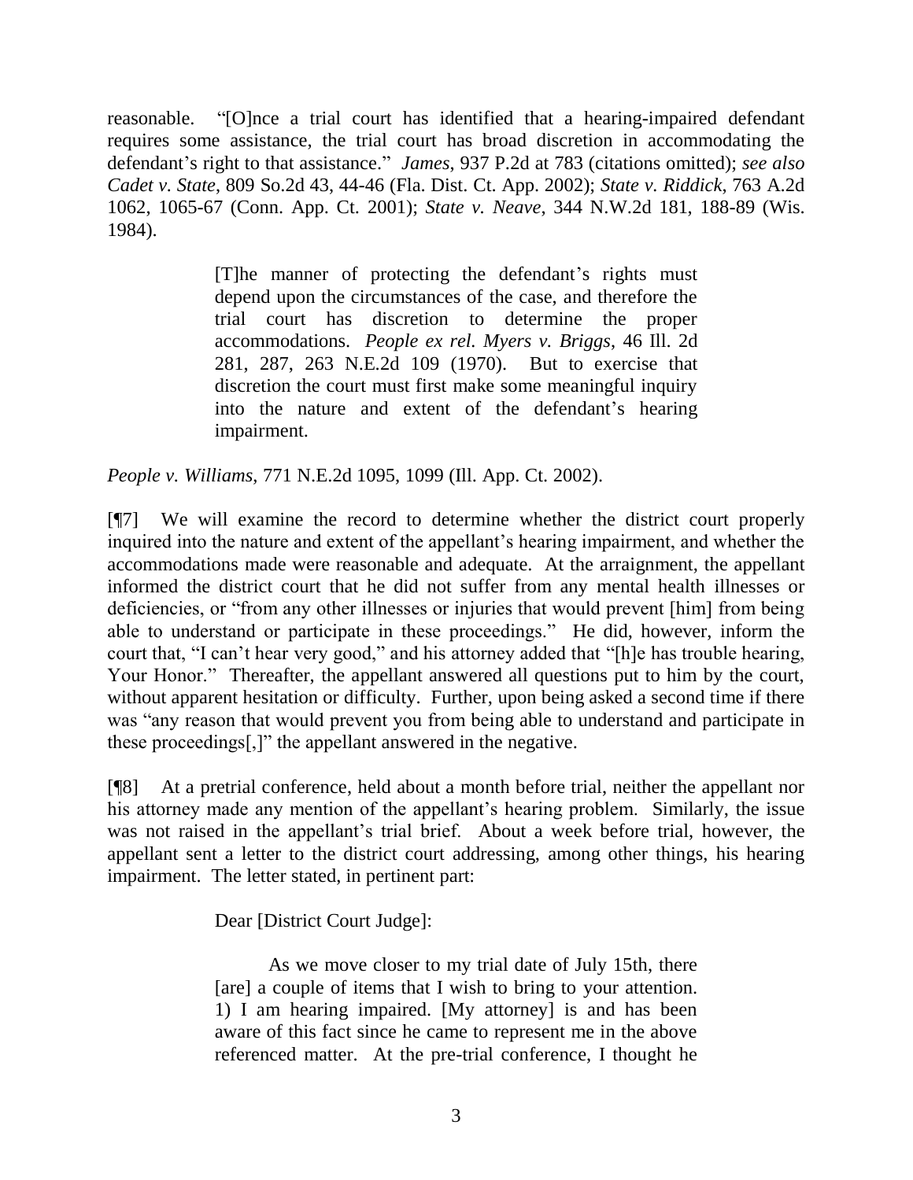reasonable. "[O]nce a trial court has identified that a hearing-impaired defendant requires some assistance, the trial court has broad discretion in accommodating the defendant's right to that assistance." *James*, 937 P.2d at 783 (citations omitted); *see also Cadet v. State*, 809 So.2d 43, 44-46 (Fla. Dist. Ct. App. 2002); *State v. Riddick*, 763 A.2d 1062, 1065-67 (Conn. App. Ct. 2001); *State v. Neave*, 344 N.W.2d 181, 188-89 (Wis. 1984).

> [T]he manner of protecting the defendant's rights must depend upon the circumstances of the case, and therefore the trial court has discretion to determine the proper accommodations. *People ex rel. Myers v. Briggs*, 46 Ill. 2d 281, 287, 263 N.E.2d 109 (1970). But to exercise that discretion the court must first make some meaningful inquiry into the nature and extent of the defendant's hearing impairment.

*People v. Williams*, 771 N.E.2d 1095, 1099 (Ill. App. Ct. 2002).

[¶7] We will examine the record to determine whether the district court properly inquired into the nature and extent of the appellant's hearing impairment, and whether the accommodations made were reasonable and adequate. At the arraignment, the appellant informed the district court that he did not suffer from any mental health illnesses or deficiencies, or "from any other illnesses or injuries that would prevent [him] from being able to understand or participate in these proceedings." He did, however, inform the court that, "I can't hear very good," and his attorney added that "[h]e has trouble hearing, Your Honor." Thereafter, the appellant answered all questions put to him by the court, without apparent hesitation or difficulty. Further, upon being asked a second time if there was "any reason that would prevent you from being able to understand and participate in these proceedings[,]" the appellant answered in the negative.

[¶8] At a pretrial conference, held about a month before trial, neither the appellant nor his attorney made any mention of the appellant's hearing problem. Similarly, the issue was not raised in the appellant's trial brief. About a week before trial, however, the appellant sent a letter to the district court addressing, among other things, his hearing impairment. The letter stated, in pertinent part:

> Dear [District Court Judge]:
>
> As we move closer to my trial date of July 15th, there [are] a couple of items that I wish to bring to your attention. 1) I am hearing impaired. [My attorney] is and has been aware of this fact since he came to represent me in the above referenced matter. At the pre-trial conference, I thought he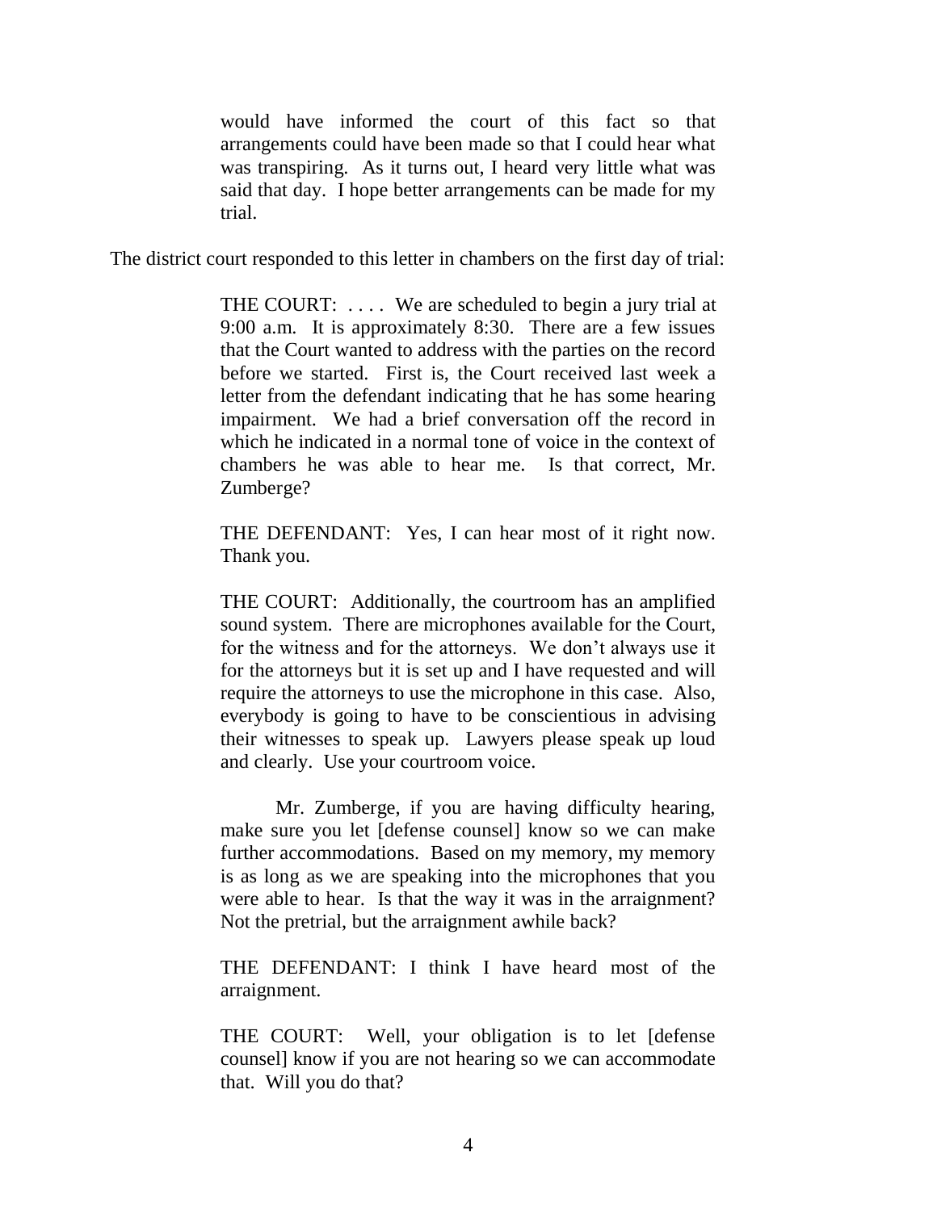> would have informed the court of this fact so that arrangements could have been made so that I could hear what was transpiring. As it turns out, I heard very little what was said that day. I hope better arrangements can be made for my trial.

The district court responded to this letter in chambers on the first day of trial:

> THE COURT: . . . . We are scheduled to begin a jury trial at 9:00 a.m. It is approximately 8:30. There are a few issues that the Court wanted to address with the parties on the record before we started. First is, the Court received last week a letter from the defendant indicating that he has some hearing impairment. We had a brief conversation off the record in which he indicated in a normal tone of voice in the context of chambers he was able to hear me. Is that correct, Mr. Zumberge?
>
> THE DEFENDANT: Yes, I can hear most of it right now. Thank you.
>
> THE COURT: Additionally, the courtroom has an amplified sound system. There are microphones available for the Court, for the witness and for the attorneys. We don't always use it for the attorneys but it is set up and I have requested and will require the attorneys to use the microphone in this case. Also, everybody is going to have to be conscientious in advising their witnesses to speak up. Lawyers please speak up loud and clearly. Use your courtroom voice.
>
> Mr. Zumberge, if you are having difficulty hearing, make sure you let [defense counsel] know so we can make further accommodations. Based on my memory, my memory is as long as we are speaking into the microphones that you were able to hear. Is that the way it was in the arraignment? Not the pretrial, but the arraignment awhile back?
>
> THE DEFENDANT: I think I have heard most of the arraignment.
>
> THE COURT: Well, your obligation is to let [defense counsel] know if you are not hearing so we can accommodate that. Will you do that?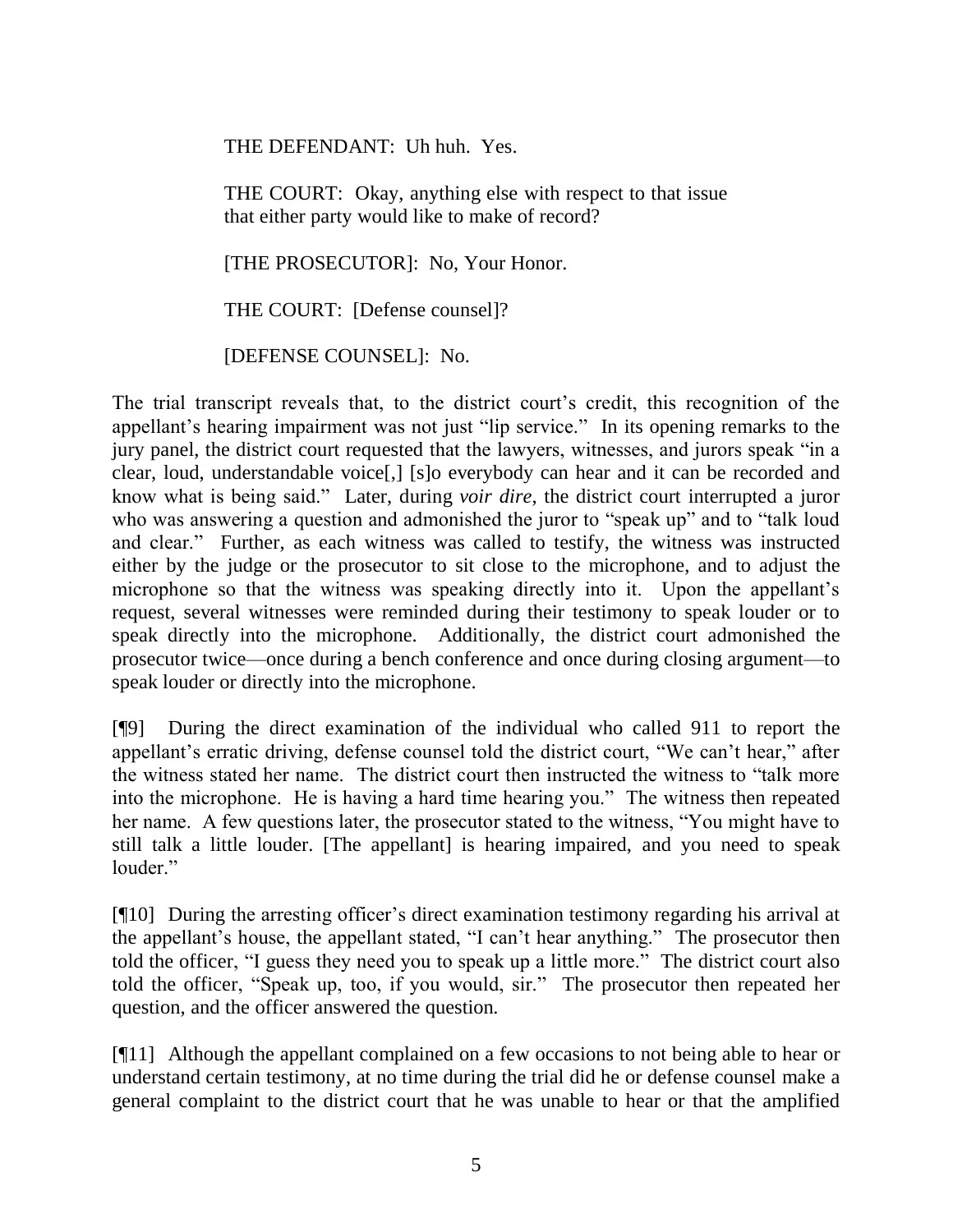THE DEFENDANT: Uh huh. Yes.

THE COURT: Okay, anything else with respect to that issue that either party would like to make of record?

[THE PROSECUTOR]: No, Your Honor.

THE COURT: [Defense counsel]?

[DEFENSE COUNSEL]: No.

The trial transcript reveals that, to the district court's credit, this recognition of the appellant's hearing impairment was not just "lip service." In its opening remarks to the jury panel, the district court requested that the lawyers, witnesses, and jurors speak "in a clear, loud, understandable voice[,] [s]o everybody can hear and it can be recorded and know what is being said." Later, during *voir dire*, the district court interrupted a juror who was answering a question and admonished the juror to "speak up" and to "talk loud and clear." Further, as each witness was called to testify, the witness was instructed either by the judge or the prosecutor to sit close to the microphone, and to adjust the microphone so that the witness was speaking directly into it. Upon the appellant's request, several witnesses were reminded during their testimony to speak louder or to speak directly into the microphone. Additionally, the district court admonished the prosecutor twice—once during a bench conference and once during closing argument—to speak louder or directly into the microphone.

[¶9] During the direct examination of the individual who called 911 to report the appellant's erratic driving, defense counsel told the district court, "We can't hear," after the witness stated her name. The district court then instructed the witness to "talk more into the microphone. He is having a hard time hearing you." The witness then repeated her name. A few questions later, the prosecutor stated to the witness, "You might have to still talk a little louder. [The appellant] is hearing impaired, and you need to speak louder."

[¶10] During the arresting officer's direct examination testimony regarding his arrival at the appellant's house, the appellant stated, "I can't hear anything." The prosecutor then told the officer, "I guess they need you to speak up a little more." The district court also told the officer, "Speak up, too, if you would, sir." The prosecutor then repeated her question, and the officer answered the question.

[¶11] Although the appellant complained on a few occasions to not being able to hear or understand certain testimony, at no time during the trial did he or defense counsel make a general complaint to the district court that he was unable to hear or that the amplified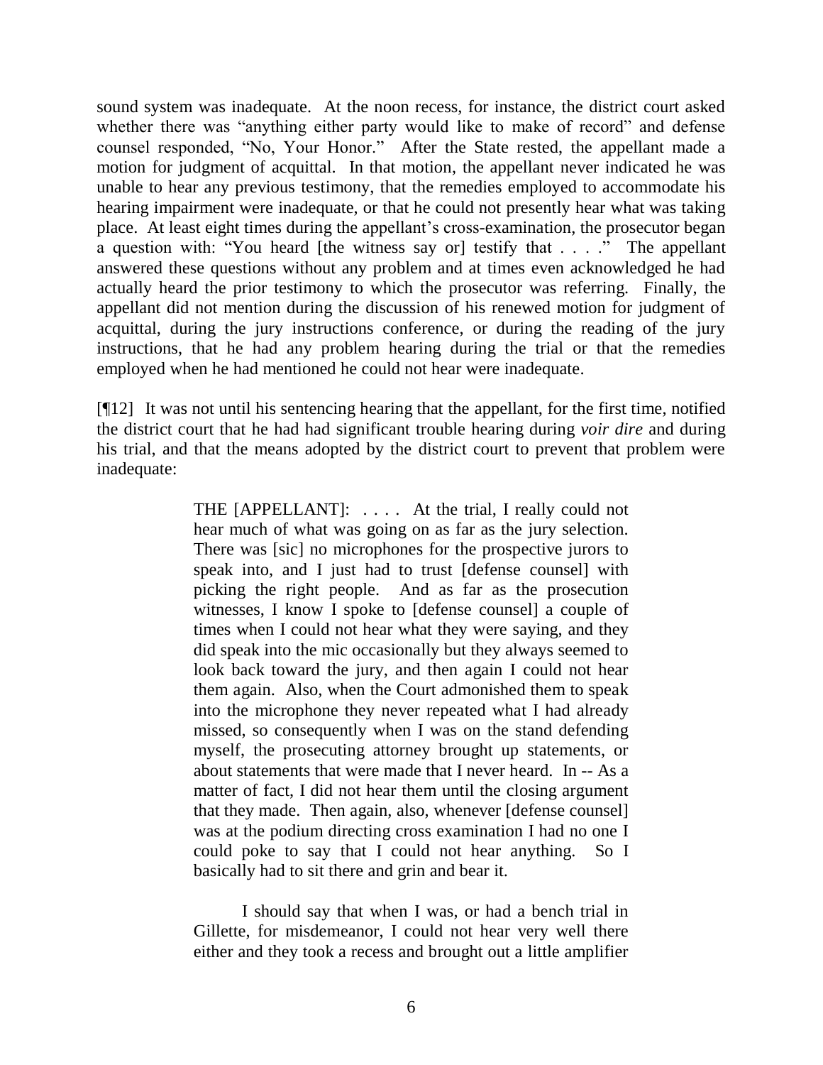sound system was inadequate. At the noon recess, for instance, the district court asked whether there was "anything either party would like to make of record" and defense counsel responded, "No, Your Honor." After the State rested, the appellant made a motion for judgment of acquittal. In that motion, the appellant never indicated he was unable to hear any previous testimony, that the remedies employed to accommodate his hearing impairment were inadequate, or that he could not presently hear what was taking place. At least eight times during the appellant's cross-examination, the prosecutor began a question with: "You heard [the witness say or] testify that . . . ." The appellant answered these questions without any problem and at times even acknowledged he had actually heard the prior testimony to which the prosecutor was referring. Finally, the appellant did not mention during the discussion of his renewed motion for judgment of acquittal, during the jury instructions conference, or during the reading of the jury instructions, that he had any problem hearing during the trial or that the remedies employed when he had mentioned he could not hear were inadequate.

[¶12] It was not until his sentencing hearing that the appellant, for the first time, notified the district court that he had had significant trouble hearing during *voir dire* and during his trial, and that the means adopted by the district court to prevent that problem were inadequate:

> THE [APPELLANT]: . . . . At the trial, I really could not hear much of what was going on as far as the jury selection. There was [sic] no microphones for the prospective jurors to speak into, and I just had to trust [defense counsel] with picking the right people. And as far as the prosecution witnesses, I know I spoke to [defense counsel] a couple of times when I could not hear what they were saying, and they did speak into the mic occasionally but they always seemed to look back toward the jury, and then again I could not hear them again. Also, when the Court admonished them to speak into the microphone they never repeated what I had already missed, so consequently when I was on the stand defending myself, the prosecuting attorney brought up statements, or about statements that were made that I never heard. In -- As a matter of fact, I did not hear them until the closing argument that they made. Then again, also, whenever [defense counsel] was at the podium directing cross examination I had no one I could poke to say that I could not hear anything. So I basically had to sit there and grin and bear it.
>
> I should say that when I was, or had a bench trial in Gillette, for misdemeanor, I could not hear very well there either and they took a recess and brought out a little amplifier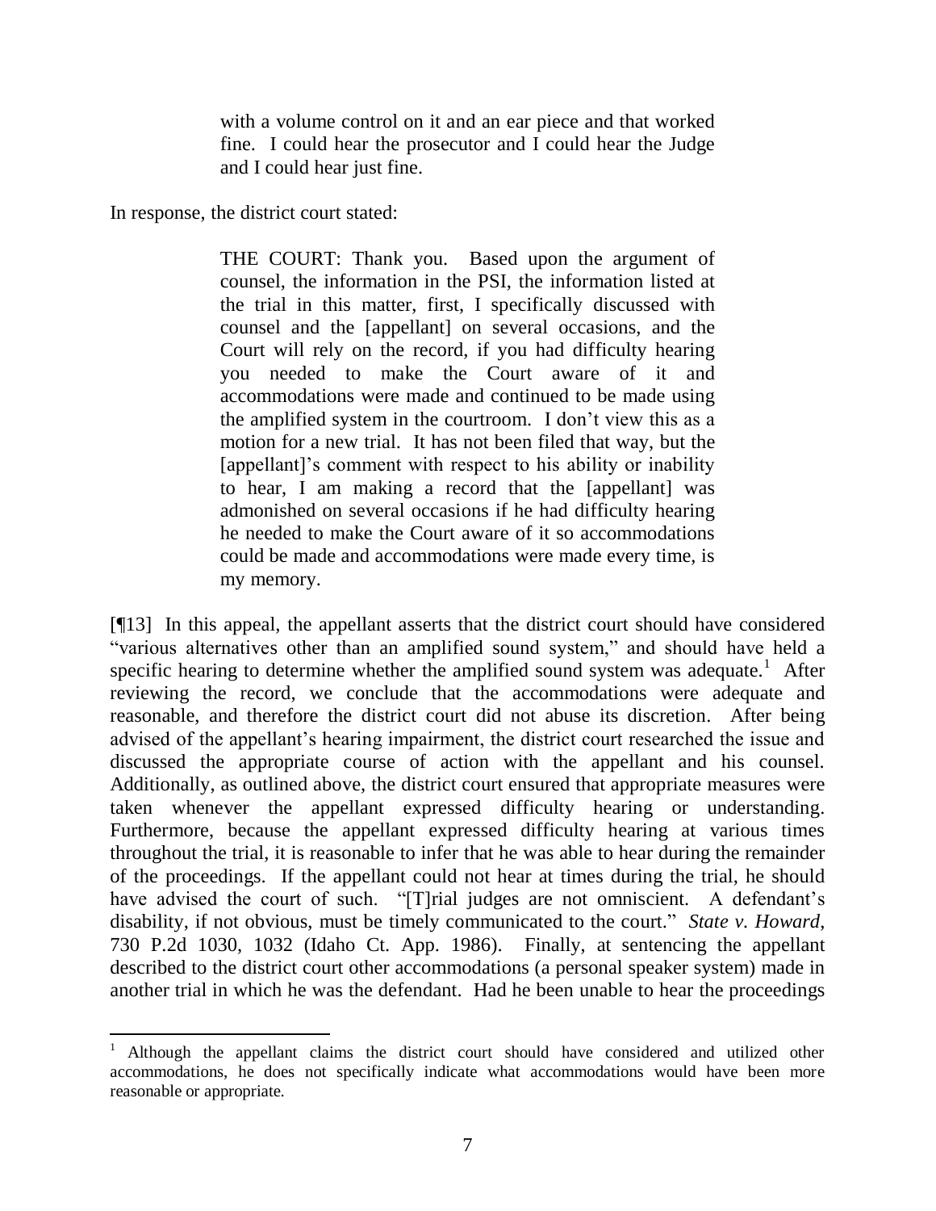> with a volume control on it and an ear piece and that worked fine. I could hear the prosecutor and I could hear the Judge and I could hear just fine.

In response, the district court stated:

> THE COURT: Thank you. Based upon the argument of counsel, the information in the PSI, the information listed at the trial in this matter, first, I specifically discussed with counsel and the [appellant] on several occasions, and the Court will rely on the record, if you had difficulty hearing you needed to make the Court aware of it and accommodations were made and continued to be made using the amplified system in the courtroom. I don't view this as a motion for a new trial. It has not been filed that way, but the [appellant]'s comment with respect to his ability or inability to hear, I am making a record that the [appellant] was admonished on several occasions if he had difficulty hearing he needed to make the Court aware of it so accommodations could be made and accommodations were made every time, is my memory.

[¶13] In this appeal, the appellant asserts that the district court should have considered "various alternatives other than an amplified sound system," and should have held a specific hearing to determine whether the amplified sound system was adequate.[1] After reviewing the record, we conclude that the accommodations were adequate and reasonable, and therefore the district court did not abuse its discretion. After being advised of the appellant's hearing impairment, the district court researched the issue and discussed the appropriate course of action with the appellant and his counsel. Additionally, as outlined above, the district court ensured that appropriate measures were taken whenever the appellant expressed difficulty hearing or understanding. Furthermore, because the appellant expressed difficulty hearing at various times throughout the trial, it is reasonable to infer that he was able to hear during the remainder of the proceedings. If the appellant could not hear at times during the trial, he should have advised the court of such. "[T]rial judges are not omniscient. A defendant's disability, if not obvious, must be timely communicated to the court." *State v. Howard*, 730 P.2d 1030, 1032 (Idaho Ct. App. 1986). Finally, at sentencing the appellant described to the district court other accommodations (a personal speaker system) made in another trial in which he was the defendant. Had he been unable to hear the proceedings

---

[1] Although the appellant claims the district court should have considered and utilized other accommodations, he does not specifically indicate what accommodations would have been more reasonable or appropriate.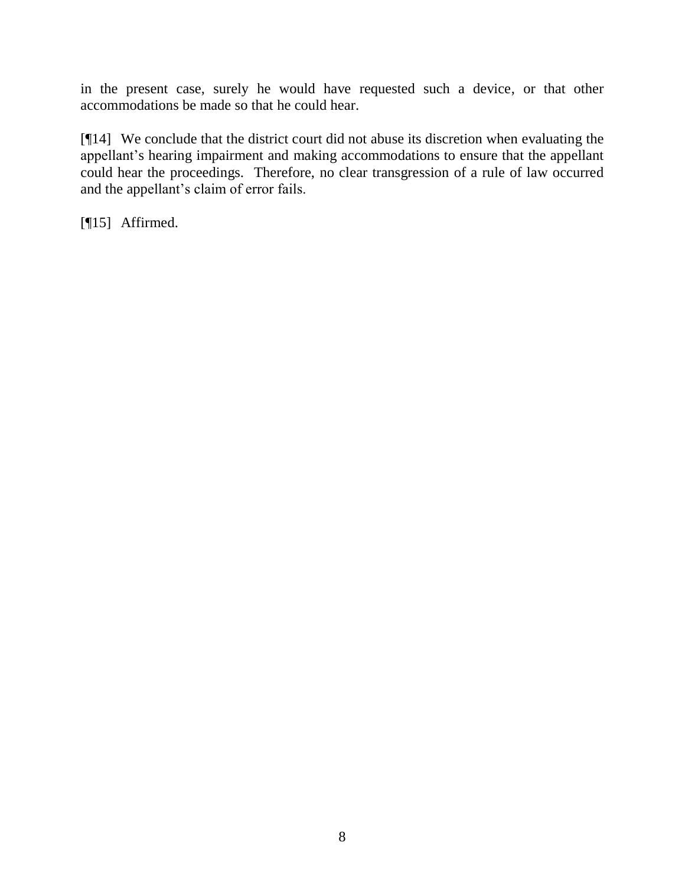in the present case, surely he would have requested such a device, or that other accommodations be made so that he could hear.

[¶14] We conclude that the district court did not abuse its discretion when evaluating the appellant's hearing impairment and making accommodations to ensure that the appellant could hear the proceedings. Therefore, no clear transgression of a rule of law occurred and the appellant's claim of error fails.

[¶15] Affirmed.